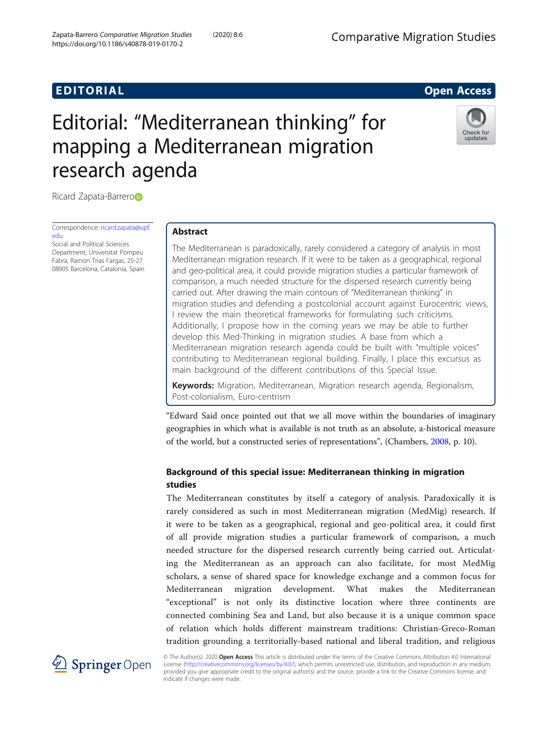EDITORIAL

Open Access

# Editorial: “Mediterranean thinking” for mapping a Mediterranean migration research agenda

Ricard Zapata-Barrero

Correspondence: ricard.zapata@upf.edu
Social and Political Sciences Department, Universitat Pompeu Fabra, Ramon Trias Fargas, 25-27 08005 Barcelona, Catalonia, Spain

## Abstract

The Mediterranean is paradoxically, rarely considered a category of analysis in most Mediterranean migration research. If it were to be taken as a geographical, regional and geo-political area, it could provide migration studies a particular framework of comparison, a much needed structure for the dispersed research currently being carried out. After drawing the main contours of “Mediterranean thinking” in migration studies and defending a postcolonial account against Eurocentric views, I review the main theoretical frameworks for formulating such criticisms. Additionally, I propose how in the coming years we may be able to further develop this Med-Thinking in migration studies. A base from which a Mediterranean migration research agenda could be built with “multiple voices” contributing to Mediterranean regional building. Finally, I place this excursus as main background of the different contributions of this Special Issue.

**Keywords:** Migration, Mediterranean, Migration research agenda, Regionalism, Post-colonialism, Euro-centrism

“Edward Said once pointed out that we all move within the boundaries of imaginary geographies in which what is available is not truth as an absolute, a-historical measure of the world, but a constructed series of representations”, (Chambers, 2008, p. 10).

## Background of this special issue: Mediterranean thinking in migration studies

The Mediterranean constitutes by itself a category of analysis. Paradoxically it is rarely considered as such in most Mediterranean migration (MedMig) research. If it were to be taken as a geographical, regional and geo-political area, it could first of all provide migration studies a particular framework of comparison, a much needed structure for the dispersed research currently being carried out. Articulating the Mediterranean as an approach can also facilitate, for most MedMig scholars, a sense of shared space for knowledge exchange and a common focus for Mediterranean migration development. What makes the Mediterranean “exceptional” is not only its distinctive location where three continents are connected combining Sea and Land, but also because it is a unique common space of relation which holds different mainstream traditions: Christian-Greco-Roman tradition grounding a territorially-based national and liberal tradition, and religious

© The Author(s). 2020 **Open Access** This article is distributed under the terms of the Creative Commons Attribution 4.0 International License (http://creativecommons.org/licenses/by/4.0/), which permits unrestricted use, distribution, and reproduction in any medium, provided you give appropriate credit to the original author(s) and the source, provide a link to the Creative Commons license, and indicate if changes were made.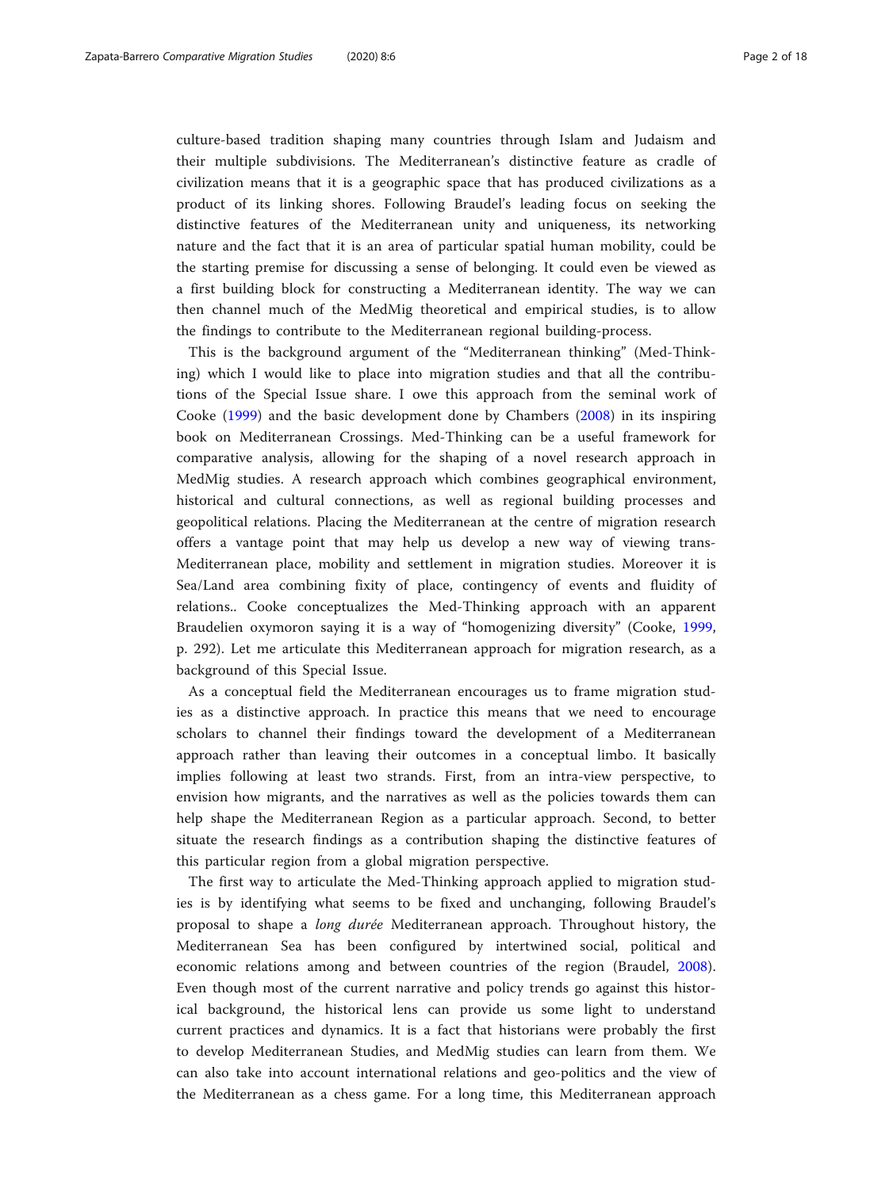culture-based tradition shaping many countries through Islam and Judaism and their multiple subdivisions. The Mediterranean's distinctive feature as cradle of civilization means that it is a geographic space that has produced civilizations as a product of its linking shores. Following Braudel's leading focus on seeking the distinctive features of the Mediterranean unity and uniqueness, its networking nature and the fact that it is an area of particular spatial human mobility, could be the starting premise for discussing a sense of belonging. It could even be viewed as a first building block for constructing a Mediterranean identity. The way we can then channel much of the MedMig theoretical and empirical studies, is to allow the findings to contribute to the Mediterranean regional building-process.

This is the background argument of the "Mediterranean thinking" (Med-Thinking) which I would like to place into migration studies and that all the contributions of the Special Issue share. I owe this approach from the seminal work of Cooke (1999) and the basic development done by Chambers (2008) in its inspiring book on Mediterranean Crossings. Med-Thinking can be a useful framework for comparative analysis, allowing for the shaping of a novel research approach in MedMig studies. A research approach which combines geographical environment, historical and cultural connections, as well as regional building processes and geopolitical relations. Placing the Mediterranean at the centre of migration research offers a vantage point that may help us develop a new way of viewing trans-Mediterranean place, mobility and settlement in migration studies. Moreover it is Sea/Land area combining fixity of place, contingency of events and fluidity of relations.. Cooke conceptualizes the Med-Thinking approach with an apparent Braudelien oxymoron saying it is a way of "homogenizing diversity" (Cooke, 1999, p. 292). Let me articulate this Mediterranean approach for migration research, as a background of this Special Issue.

As a conceptual field the Mediterranean encourages us to frame migration studies as a distinctive approach. In practice this means that we need to encourage scholars to channel their findings toward the development of a Mediterranean approach rather than leaving their outcomes in a conceptual limbo. It basically implies following at least two strands. First, from an intra-view perspective, to envision how migrants, and the narratives as well as the policies towards them can help shape the Mediterranean Region as a particular approach. Second, to better situate the research findings as a contribution shaping the distinctive features of this particular region from a global migration perspective.

The first way to articulate the Med-Thinking approach applied to migration studies is by identifying what seems to be fixed and unchanging, following Braudel's proposal to shape a *long durée* Mediterranean approach. Throughout history, the Mediterranean Sea has been configured by intertwined social, political and economic relations among and between countries of the region (Braudel, 2008). Even though most of the current narrative and policy trends go against this historical background, the historical lens can provide us some light to understand current practices and dynamics. It is a fact that historians were probably the first to develop Mediterranean Studies, and MedMig studies can learn from them. We can also take into account international relations and geo-politics and the view of the Mediterranean as a chess game. For a long time, this Mediterranean approach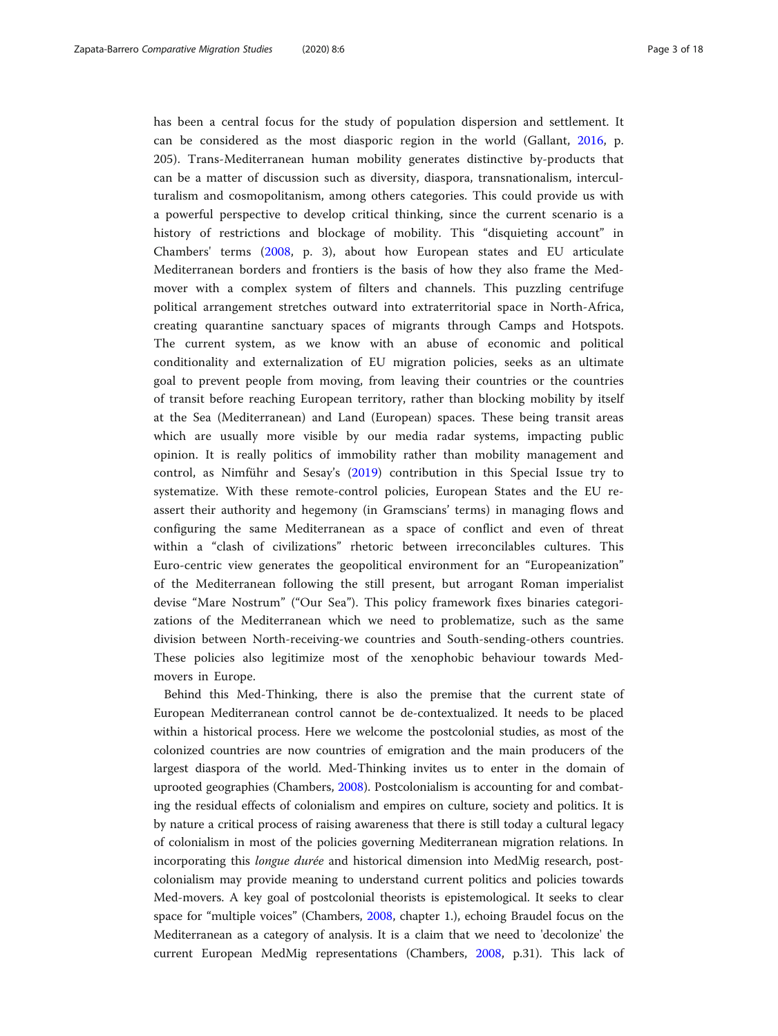has been a central focus for the study of population dispersion and settlement. It can be considered as the most diasporic region in the world (Gallant, 2016, p. 205). Trans-Mediterranean human mobility generates distinctive by-products that can be a matter of discussion such as diversity, diaspora, transnationalism, interculturalism and cosmopolitanism, among others categories. This could provide us with a powerful perspective to develop critical thinking, since the current scenario is a history of restrictions and blockage of mobility. This "disquieting account" in Chambers' terms (2008, p. 3), about how European states and EU articulate Mediterranean borders and frontiers is the basis of how they also frame the Med-mover with a complex system of filters and channels. This puzzling centrifuge political arrangement stretches outward into extraterritorial space in North-Africa, creating quarantine sanctuary spaces of migrants through Camps and Hotspots. The current system, as we know with an abuse of economic and political conditionality and externalization of EU migration policies, seeks as an ultimate goal to prevent people from moving, from leaving their countries or the countries of transit before reaching European territory, rather than blocking mobility by itself at the Sea (Mediterranean) and Land (European) spaces. These being transit areas which are usually more visible by our media radar systems, impacting public opinion. It is really politics of immobility rather than mobility management and control, as Nimführ and Sesay's (2019) contribution in this Special Issue try to systematize. With these remote-control policies, European States and the EU re-assert their authority and hegemony (in Gramscians' terms) in managing flows and configuring the same Mediterranean as a space of conflict and even of threat within a "clash of civilizations" rhetoric between irreconcilables cultures. This Euro-centric view generates the geopolitical environment for an "Europeanization" of the Mediterranean following the still present, but arrogant Roman imperialist devise "Mare Nostrum" ("Our Sea"). This policy framework fixes binaries categorizations of the Mediterranean which we need to problematize, such as the same division between North-receiving-we countries and South-sending-others countries. These policies also legitimize most of the xenophobic behaviour towards Med-movers in Europe.

Behind this Med-Thinking, there is also the premise that the current state of European Mediterranean control cannot be de-contextualized. It needs to be placed within a historical process. Here we welcome the postcolonial studies, as most of the colonized countries are now countries of emigration and the main producers of the largest diaspora of the world. Med-Thinking invites us to enter in the domain of uprooted geographies (Chambers, 2008). Postcolonialism is accounting for and combating the residual effects of colonialism and empires on culture, society and politics. It is by nature a critical process of raising awareness that there is still today a cultural legacy of colonialism in most of the policies governing Mediterranean migration relations. In incorporating this *longue durée* and historical dimension into MedMig research, postcolonialism may provide meaning to understand current politics and policies towards Med-movers. A key goal of postcolonial theorists is epistemological. It seeks to clear space for "multiple voices" (Chambers, 2008, chapter 1.), echoing Braudel focus on the Mediterranean as a category of analysis. It is a claim that we need to 'decolonize' the current European MedMig representations (Chambers, 2008, p.31). This lack of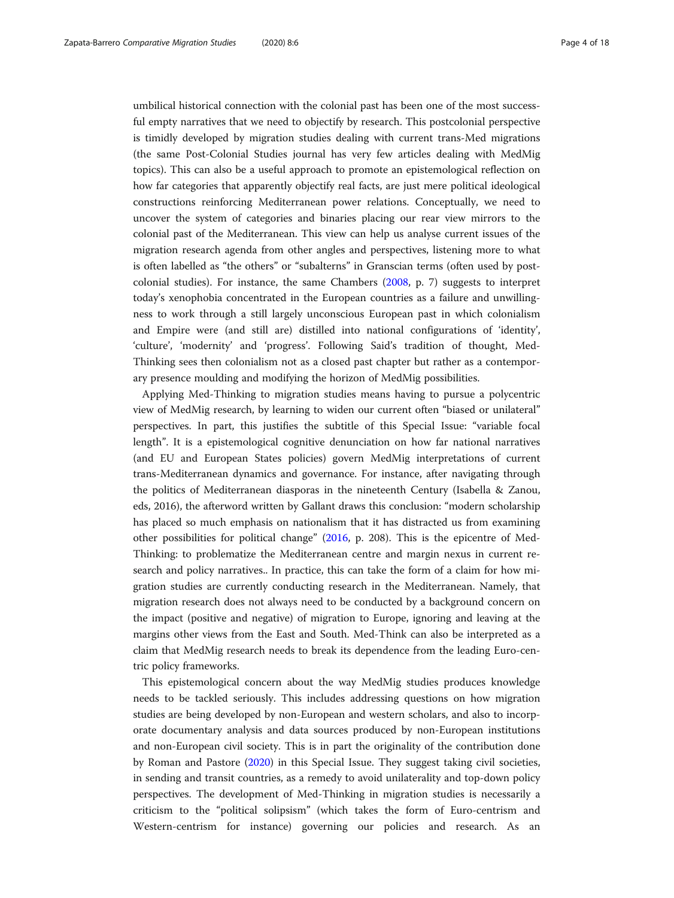umbilical historical connection with the colonial past has been one of the most successful empty narratives that we need to objectify by research. This postcolonial perspective is timidly developed by migration studies dealing with current trans-Med migrations (the same Post-Colonial Studies journal has very few articles dealing with MedMig topics). This can also be a useful approach to promote an epistemological reflection on how far categories that apparently objectify real facts, are just mere political ideological constructions reinforcing Mediterranean power relations. Conceptually, we need to uncover the system of categories and binaries placing our rear view mirrors to the colonial past of the Mediterranean. This view can help us analyse current issues of the migration research agenda from other angles and perspectives, listening more to what is often labelled as "the others" or "subalterns" in Granscian terms (often used by post-colonial studies). For instance, the same Chambers (2008, p. 7) suggests to interpret today's xenophobia concentrated in the European countries as a failure and unwillingness to work through a still largely unconscious European past in which colonialism and Empire were (and still are) distilled into national configurations of 'identity', 'culture', 'modernity' and 'progress'. Following Said's tradition of thought, Med-Thinking sees then colonialism not as a closed past chapter but rather as a contemporary presence moulding and modifying the horizon of MedMig possibilities.

Applying Med-Thinking to migration studies means having to pursue a polycentric view of MedMig research, by learning to widen our current often "biased or unilateral" perspectives. In part, this justifies the subtitle of this Special Issue: "variable focal length". It is a epistemological cognitive denunciation on how far national narratives (and EU and European States policies) govern MedMig interpretations of current trans-Mediterranean dynamics and governance. For instance, after navigating through the politics of Mediterranean diasporas in the nineteenth Century (Isabella & Zanou, eds, 2016), the afterword written by Gallant draws this conclusion: "modern scholarship has placed so much emphasis on nationalism that it has distracted us from examining other possibilities for political change" (2016, p. 208). This is the epicentre of Med-Thinking: to problematize the Mediterranean centre and margin nexus in current research and policy narratives.. In practice, this can take the form of a claim for how migration studies are currently conducting research in the Mediterranean. Namely, that migration research does not always need to be conducted by a background concern on the impact (positive and negative) of migration to Europe, ignoring and leaving at the margins other views from the East and South. Med-Think can also be interpreted as a claim that MedMig research needs to break its dependence from the leading Euro-centric policy frameworks.

This epistemological concern about the way MedMig studies produces knowledge needs to be tackled seriously. This includes addressing questions on how migration studies are being developed by non-European and western scholars, and also to incorporate documentary analysis and data sources produced by non-European institutions and non-European civil society. This is in part the originality of the contribution done by Roman and Pastore (2020) in this Special Issue. They suggest taking civil societies, in sending and transit countries, as a remedy to avoid unilaterality and top-down policy perspectives. The development of Med-Thinking in migration studies is necessarily a criticism to the "political solipsism" (which takes the form of Euro-centrism and Western-centrism for instance) governing our policies and research. As an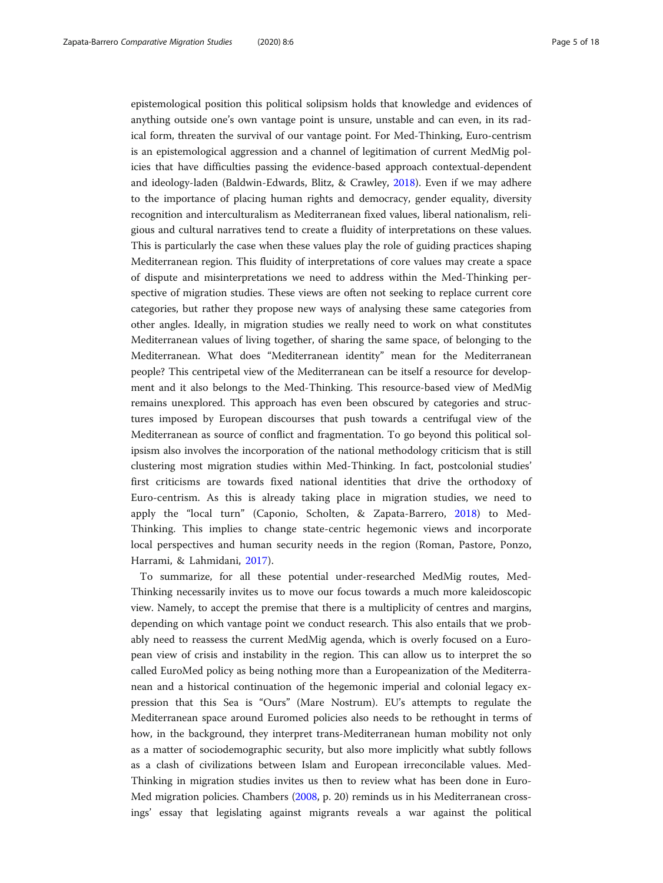epistemological position this political solipsism holds that knowledge and evidences of anything outside one's own vantage point is unsure, unstable and can even, in its radical form, threaten the survival of our vantage point. For Med-Thinking, Euro-centrism is an epistemological aggression and a channel of legitimation of current MedMig policies that have difficulties passing the evidence-based approach contextual-dependent and ideology-laden (Baldwin-Edwards, Blitz, & Crawley, 2018). Even if we may adhere to the importance of placing human rights and democracy, gender equality, diversity recognition and interculturalism as Mediterranean fixed values, liberal nationalism, religious and cultural narratives tend to create a fluidity of interpretations on these values. This is particularly the case when these values play the role of guiding practices shaping Mediterranean region. This fluidity of interpretations of core values may create a space of dispute and misinterpretations we need to address within the Med-Thinking perspective of migration studies. These views are often not seeking to replace current core categories, but rather they propose new ways of analysing these same categories from other angles. Ideally, in migration studies we really need to work on what constitutes Mediterranean values of living together, of sharing the same space, of belonging to the Mediterranean. What does "Mediterranean identity" mean for the Mediterranean people? This centripetal view of the Mediterranean can be itself a resource for development and it also belongs to the Med-Thinking. This resource-based view of MedMig remains unexplored. This approach has even been obscured by categories and structures imposed by European discourses that push towards a centrifugal view of the Mediterranean as source of conflict and fragmentation. To go beyond this political solipsism also involves the incorporation of the national methodology criticism that is still clustering most migration studies within Med-Thinking. In fact, postcolonial studies' first criticisms are towards fixed national identities that drive the orthodoxy of Euro-centrism. As this is already taking place in migration studies, we need to apply the "local turn" (Caponio, Scholten, & Zapata-Barrero, 2018) to Med-Thinking. This implies to change state-centric hegemonic views and incorporate local perspectives and human security needs in the region (Roman, Pastore, Ponzo, Harrami, & Lahmidani, 2017).

To summarize, for all these potential under-researched MedMig routes, Med-Thinking necessarily invites us to move our focus towards a much more kaleidoscopic view. Namely, to accept the premise that there is a multiplicity of centres and margins, depending on which vantage point we conduct research. This also entails that we probably need to reassess the current MedMig agenda, which is overly focused on a European view of crisis and instability in the region. This can allow us to interpret the so called EuroMed policy as being nothing more than a Europeanization of the Mediterranean and a historical continuation of the hegemonic imperial and colonial legacy expression that this Sea is "Ours" (Mare Nostrum). EU's attempts to regulate the Mediterranean space around Euromed policies also needs to be rethought in terms of how, in the background, they interpret trans-Mediterranean human mobility not only as a matter of sociodemographic security, but also more implicitly what subtly follows as a clash of civilizations between Islam and European irreconcilable values. Med-Thinking in migration studies invites us then to review what has been done in Euro-Med migration policies. Chambers (2008, p. 20) reminds us in his Mediterranean crossings' essay that legislating against migrants reveals a war against the political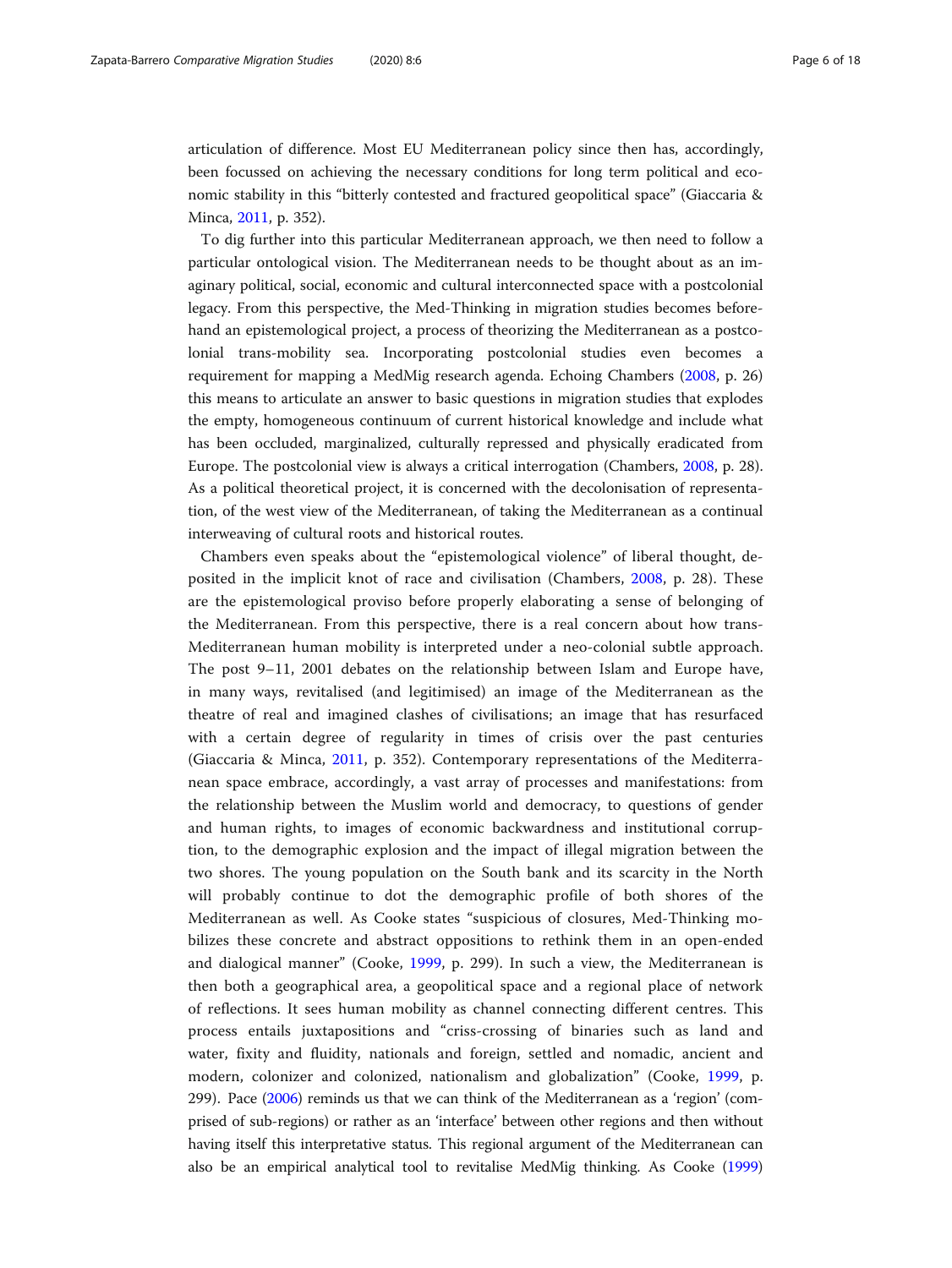articulation of difference. Most EU Mediterranean policy since then has, accordingly, been focussed on achieving the necessary conditions for long term political and economic stability in this "bitterly contested and fractured geopolitical space" (Giaccaria & Minca, 2011, p. 352).

To dig further into this particular Mediterranean approach, we then need to follow a particular ontological vision. The Mediterranean needs to be thought about as an imaginary political, social, economic and cultural interconnected space with a postcolonial legacy. From this perspective, the Med-Thinking in migration studies becomes beforehand an epistemological project, a process of theorizing the Mediterranean as a postcolonial trans-mobility sea. Incorporating postcolonial studies even becomes a requirement for mapping a MedMig research agenda. Echoing Chambers (2008, p. 26) this means to articulate an answer to basic questions in migration studies that explodes the empty, homogeneous continuum of current historical knowledge and include what has been occluded, marginalized, culturally repressed and physically eradicated from Europe. The postcolonial view is always a critical interrogation (Chambers, 2008, p. 28). As a political theoretical project, it is concerned with the decolonisation of representation, of the west view of the Mediterranean, of taking the Mediterranean as a continual interweaving of cultural roots and historical routes.

Chambers even speaks about the "epistemological violence" of liberal thought, deposited in the implicit knot of race and civilisation (Chambers, 2008, p. 28). These are the epistemological proviso before properly elaborating a sense of belonging of the Mediterranean. From this perspective, there is a real concern about how trans-Mediterranean human mobility is interpreted under a neo-colonial subtle approach. The post 9–11, 2001 debates on the relationship between Islam and Europe have, in many ways, revitalised (and legitimised) an image of the Mediterranean as the theatre of real and imagined clashes of civilisations; an image that has resurfaced with a certain degree of regularity in times of crisis over the past centuries (Giaccaria & Minca, 2011, p. 352). Contemporary representations of the Mediterranean space embrace, accordingly, a vast array of processes and manifestations: from the relationship between the Muslim world and democracy, to questions of gender and human rights, to images of economic backwardness and institutional corruption, to the demographic explosion and the impact of illegal migration between the two shores. The young population on the South bank and its scarcity in the North will probably continue to dot the demographic profile of both shores of the Mediterranean as well. As Cooke states "suspicious of closures, Med-Thinking mobilizes these concrete and abstract oppositions to rethink them in an open-ended and dialogical manner" (Cooke, 1999, p. 299). In such a view, the Mediterranean is then both a geographical area, a geopolitical space and a regional place of network of reflections. It sees human mobility as channel connecting different centres. This process entails juxtapositions and "criss-crossing of binaries such as land and water, fixity and fluidity, nationals and foreign, settled and nomadic, ancient and modern, colonizer and colonized, nationalism and globalization" (Cooke, 1999, p. 299). Pace (2006) reminds us that we can think of the Mediterranean as a 'region' (comprised of sub-regions) or rather as an 'interface' between other regions and then without having itself this interpretative status. This regional argument of the Mediterranean can also be an empirical analytical tool to revitalise MedMig thinking. As Cooke (1999)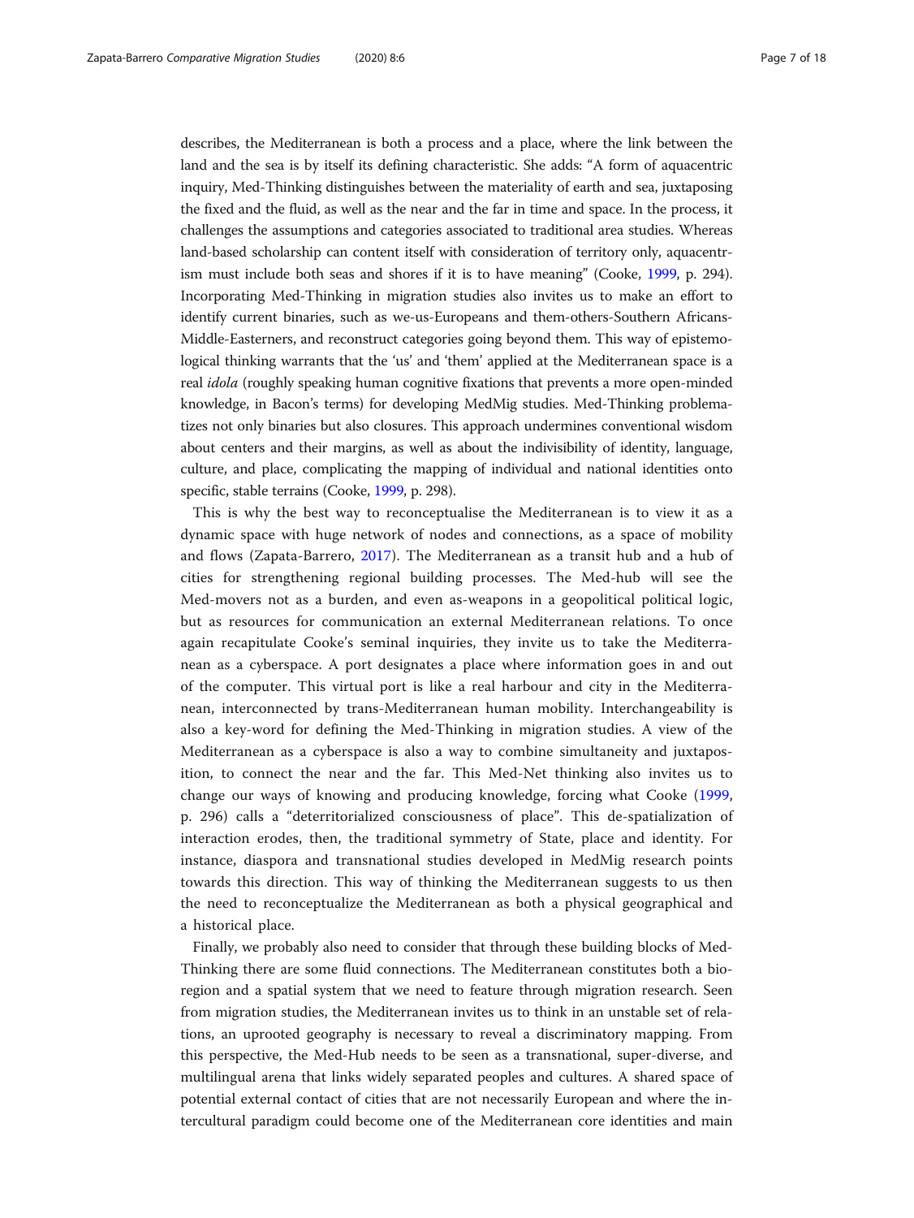describes, the Mediterranean is both a process and a place, where the link between the land and the sea is by itself its defining characteristic. She adds: "A form of aquacentric inquiry, Med-Thinking distinguishes between the materiality of earth and sea, juxtaposing the fixed and the fluid, as well as the near and the far in time and space. In the process, it challenges the assumptions and categories associated to traditional area studies. Whereas land-based scholarship can content itself with consideration of territory only, aquacentrism must include both seas and shores if it is to have meaning" (Cooke, 1999, p. 294). Incorporating Med-Thinking in migration studies also invites us to make an effort to identify current binaries, such as we-us-Europeans and them-others-Southern Africans-Middle-Easterners, and reconstruct categories going beyond them. This way of epistemological thinking warrants that the 'us' and 'them' applied at the Mediterranean space is a real *idola* (roughly speaking human cognitive fixations that prevents a more open-minded knowledge, in Bacon's terms) for developing MedMig studies. Med-Thinking problematizes not only binaries but also closures. This approach undermines conventional wisdom about centers and their margins, as well as about the indivisibility of identity, language, culture, and place, complicating the mapping of individual and national identities onto specific, stable terrains (Cooke, 1999, p. 298).

This is why the best way to reconceptualise the Mediterranean is to view it as a dynamic space with huge network of nodes and connections, as a space of mobility and flows (Zapata-Barrero, 2017). The Mediterranean as a transit hub and a hub of cities for strengthening regional building processes. The Med-hub will see the Med-movers not as a burden, and even as-weapons in a geopolitical political logic, but as resources for communication an external Mediterranean relations. To once again recapitulate Cooke's seminal inquiries, they invite us to take the Mediterranean as a cyberspace. A port designates a place where information goes in and out of the computer. This virtual port is like a real harbour and city in the Mediterranean, interconnected by trans-Mediterranean human mobility. Interchangeability is also a key-word for defining the Med-Thinking in migration studies. A view of the Mediterranean as a cyberspace is also a way to combine simultaneity and juxtaposition, to connect the near and the far. This Med-Net thinking also invites us to change our ways of knowing and producing knowledge, forcing what Cooke (1999, p. 296) calls a "deterritorialized consciousness of place". This de-spatialization of interaction erodes, then, the traditional symmetry of State, place and identity. For instance, diaspora and transnational studies developed in MedMig research points towards this direction. This way of thinking the Mediterranean suggests to us then the need to reconceptualize the Mediterranean as both a physical geographical and a historical place.

Finally, we probably also need to consider that through these building blocks of Med-Thinking there are some fluid connections. The Mediterranean constitutes both a bio-region and a spatial system that we need to feature through migration research. Seen from migration studies, the Mediterranean invites us to think in an unstable set of relations, an uprooted geography is necessary to reveal a discriminatory mapping. From this perspective, the Med-Hub needs to be seen as a transnational, super-diverse, and multilingual arena that links widely separated peoples and cultures. A shared space of potential external contact of cities that are not necessarily European and where the intercultural paradigm could become one of the Mediterranean core identities and main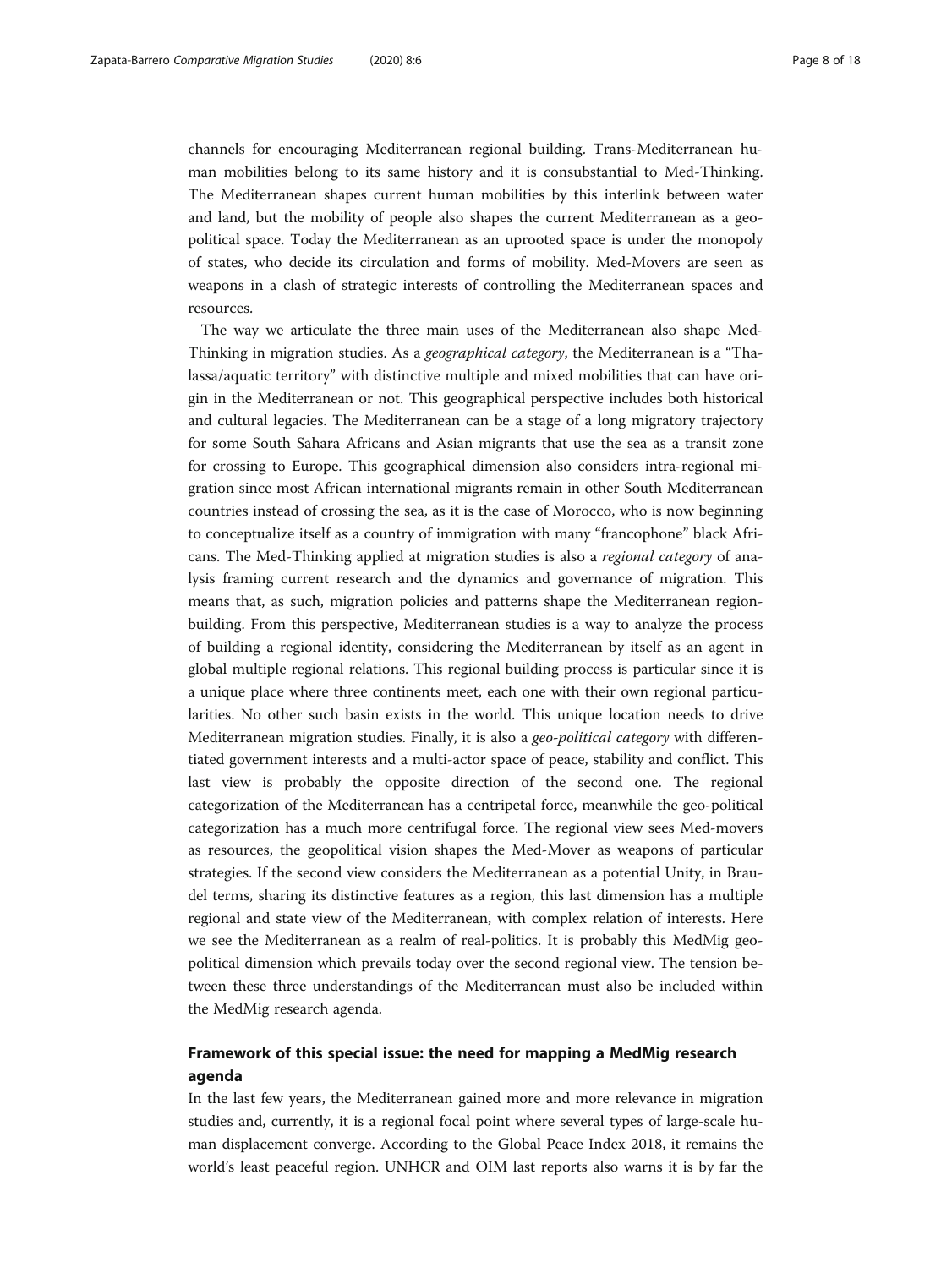channels for encouraging Mediterranean regional building. Trans-Mediterranean human mobilities belong to its same history and it is consubstantial to Med-Thinking. The Mediterranean shapes current human mobilities by this interlink between water and land, but the mobility of people also shapes the current Mediterranean as a geopolitical space. Today the Mediterranean as an uprooted space is under the monopoly of states, who decide its circulation and forms of mobility. Med-Movers are seen as weapons in a clash of strategic interests of controlling the Mediterranean spaces and resources.

The way we articulate the three main uses of the Mediterranean also shape Med-Thinking in migration studies. As a *geographical category*, the Mediterranean is a "Thalassa/aquatic territory" with distinctive multiple and mixed mobilities that can have origin in the Mediterranean or not. This geographical perspective includes both historical and cultural legacies. The Mediterranean can be a stage of a long migratory trajectory for some South Sahara Africans and Asian migrants that use the sea as a transit zone for crossing to Europe. This geographical dimension also considers intra-regional migration since most African international migrants remain in other South Mediterranean countries instead of crossing the sea, as it is the case of Morocco, who is now beginning to conceptualize itself as a country of immigration with many "francophone" black Africans. The Med-Thinking applied at migration studies is also a *regional category* of analysis framing current research and the dynamics and governance of migration. This means that, as such, migration policies and patterns shape the Mediterranean region-building. From this perspective, Mediterranean studies is a way to analyze the process of building a regional identity, considering the Mediterranean by itself as an agent in global multiple regional relations. This regional building process is particular since it is a unique place where three continents meet, each one with their own regional particularities. No other such basin exists in the world. This unique location needs to drive Mediterranean migration studies. Finally, it is also a *geo-political category* with differentiated government interests and a multi-actor space of peace, stability and conflict. This last view is probably the opposite direction of the second one. The regional categorization of the Mediterranean has a centripetal force, meanwhile the geo-political categorization has a much more centrifugal force. The regional view sees Med-movers as resources, the geopolitical vision shapes the Med-Mover as weapons of particular strategies. If the second view considers the Mediterranean as a potential Unity, in Braudel terms, sharing its distinctive features as a region, this last dimension has a multiple regional and state view of the Mediterranean, with complex relation of interests. Here we see the Mediterranean as a realm of real-politics. It is probably this MedMig geopolitical dimension which prevails today over the second regional view. The tension between these three understandings of the Mediterranean must also be included within the MedMig research agenda.

## Framework of this special issue: the need for mapping a MedMig research agenda

In the last few years, the Mediterranean gained more and more relevance in migration studies and, currently, it is a regional focal point where several types of large-scale human displacement converge. According to the Global Peace Index 2018, it remains the world's least peaceful region. UNHCR and OIM last reports also warns it is by far the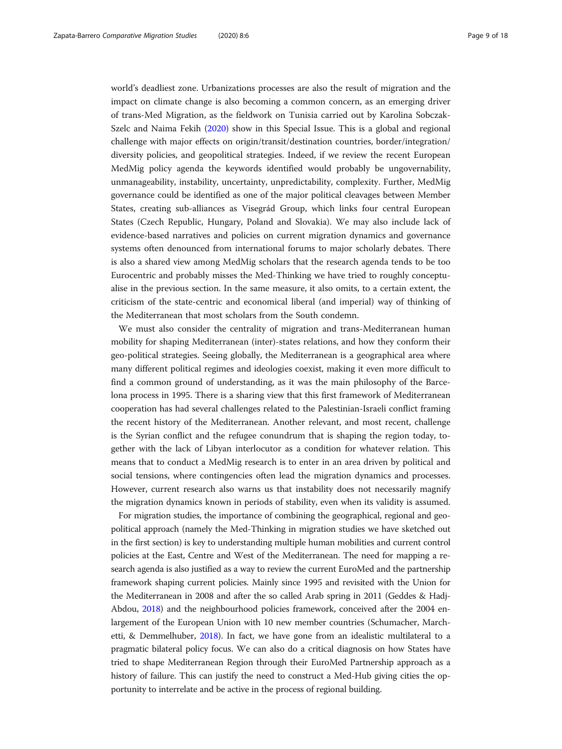world's deadliest zone. Urbanizations processes are also the result of migration and the impact on climate change is also becoming a common concern, as an emerging driver of trans-Med Migration, as the fieldwork on Tunisia carried out by Karolina Sobczak-Szelc and Naima Fekih (2020) show in this Special Issue. This is a global and regional challenge with major effects on origin/transit/destination countries, border/integration/diversity policies, and geopolitical strategies. Indeed, if we review the recent European MedMig policy agenda the keywords identified would probably be ungovernability, unmanageability, instability, uncertainty, unpredictability, complexity. Further, MedMig governance could be identified as one of the major political cleavages between Member States, creating sub-alliances as Visegrád Group, which links four central European States (Czech Republic, Hungary, Poland and Slovakia). We may also include lack of evidence-based narratives and policies on current migration dynamics and governance systems often denounced from international forums to major scholarly debates. There is also a shared view among MedMig scholars that the research agenda tends to be too Eurocentric and probably misses the Med-Thinking we have tried to roughly conceptualise in the previous section. In the same measure, it also omits, to a certain extent, the criticism of the state-centric and economical liberal (and imperial) way of thinking of the Mediterranean that most scholars from the South condemn.

We must also consider the centrality of migration and trans-Mediterranean human mobility for shaping Mediterranean (inter)-states relations, and how they conform their geo-political strategies. Seeing globally, the Mediterranean is a geographical area where many different political regimes and ideologies coexist, making it even more difficult to find a common ground of understanding, as it was the main philosophy of the Barcelona process in 1995. There is a sharing view that this first framework of Mediterranean cooperation has had several challenges related to the Palestinian-Israeli conflict framing the recent history of the Mediterranean. Another relevant, and most recent, challenge is the Syrian conflict and the refugee conundrum that is shaping the region today, together with the lack of Libyan interlocutor as a condition for whatever relation. This means that to conduct a MedMig research is to enter in an area driven by political and social tensions, where contingencies often lead the migration dynamics and processes. However, current research also warns us that instability does not necessarily magnify the migration dynamics known in periods of stability, even when its validity is assumed.

For migration studies, the importance of combining the geographical, regional and geopolitical approach (namely the Med-Thinking in migration studies we have sketched out in the first section) is key to understanding multiple human mobilities and current control policies at the East, Centre and West of the Mediterranean. The need for mapping a research agenda is also justified as a way to review the current EuroMed and the partnership framework shaping current policies. Mainly since 1995 and revisited with the Union for the Mediterranean in 2008 and after the so called Arab spring in 2011 (Geddes & Hadj-Abdou, 2018) and the neighbourhood policies framework, conceived after the 2004 enlargement of the European Union with 10 new member countries (Schumacher, Marchetti, & Demmelhuber, 2018). In fact, we have gone from an idealistic multilateral to a pragmatic bilateral policy focus. We can also do a critical diagnosis on how States have tried to shape Mediterranean Region through their EuroMed Partnership approach as a history of failure. This can justify the need to construct a Med-Hub giving cities the opportunity to interrelate and be active in the process of regional building.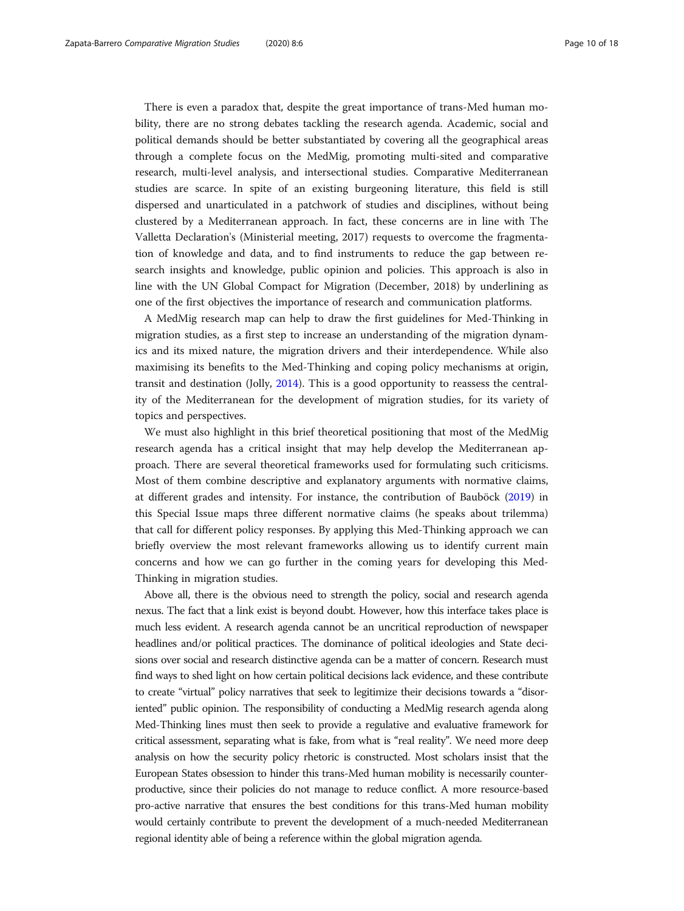There is even a paradox that, despite the great importance of trans-Med human mobility, there are no strong debates tackling the research agenda. Academic, social and political demands should be better substantiated by covering all the geographical areas through a complete focus on the MedMig, promoting multi-sited and comparative research, multi-level analysis, and intersectional studies. Comparative Mediterranean studies are scarce. In spite of an existing burgeoning literature, this field is still dispersed and unarticulated in a patchwork of studies and disciplines, without being clustered by a Mediterranean approach. In fact, these concerns are in line with The Valletta Declaration's (Ministerial meeting, 2017) requests to overcome the fragmentation of knowledge and data, and to find instruments to reduce the gap between research insights and knowledge, public opinion and policies. This approach is also in line with the UN Global Compact for Migration (December, 2018) by underlining as one of the first objectives the importance of research and communication platforms.

A MedMig research map can help to draw the first guidelines for Med-Thinking in migration studies, as a first step to increase an understanding of the migration dynamics and its mixed nature, the migration drivers and their interdependence. While also maximising its benefits to the Med-Thinking and coping policy mechanisms at origin, transit and destination (Jolly, 2014). This is a good opportunity to reassess the centrality of the Mediterranean for the development of migration studies, for its variety of topics and perspectives.

We must also highlight in this brief theoretical positioning that most of the MedMig research agenda has a critical insight that may help develop the Mediterranean approach. There are several theoretical frameworks used for formulating such criticisms. Most of them combine descriptive and explanatory arguments with normative claims, at different grades and intensity. For instance, the contribution of Bauböck (2019) in this Special Issue maps three different normative claims (he speaks about trilemma) that call for different policy responses. By applying this Med-Thinking approach we can briefly overview the most relevant frameworks allowing us to identify current main concerns and how we can go further in the coming years for developing this Med-Thinking in migration studies.

Above all, there is the obvious need to strength the policy, social and research agenda nexus. The fact that a link exist is beyond doubt. However, how this interface takes place is much less evident. A research agenda cannot be an uncritical reproduction of newspaper headlines and/or political practices. The dominance of political ideologies and State decisions over social and research distinctive agenda can be a matter of concern. Research must find ways to shed light on how certain political decisions lack evidence, and these contribute to create "virtual" policy narratives that seek to legitimize their decisions towards a "disoriented" public opinion. The responsibility of conducting a MedMig research agenda along Med-Thinking lines must then seek to provide a regulative and evaluative framework for critical assessment, separating what is fake, from what is "real reality". We need more deep analysis on how the security policy rhetoric is constructed. Most scholars insist that the European States obsession to hinder this trans-Med human mobility is necessarily counterproductive, since their policies do not manage to reduce conflict. A more resource-based pro-active narrative that ensures the best conditions for this trans-Med human mobility would certainly contribute to prevent the development of a much-needed Mediterranean regional identity able of being a reference within the global migration agenda.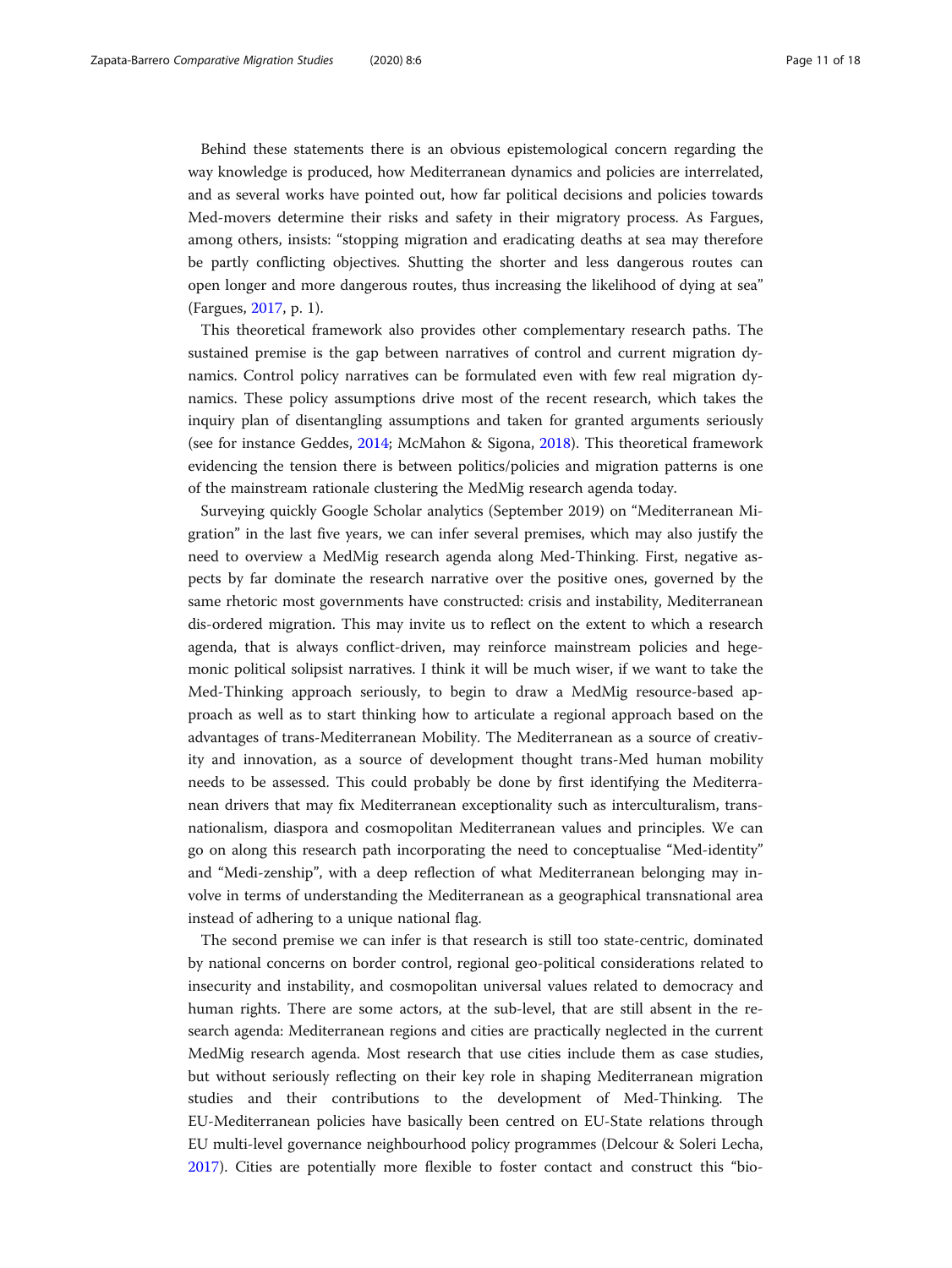Behind these statements there is an obvious epistemological concern regarding the way knowledge is produced, how Mediterranean dynamics and policies are interrelated, and as several works have pointed out, how far political decisions and policies towards Med-movers determine their risks and safety in their migratory process. As Fargues, among others, insists: "stopping migration and eradicating deaths at sea may therefore be partly conflicting objectives. Shutting the shorter and less dangerous routes can open longer and more dangerous routes, thus increasing the likelihood of dying at sea" (Fargues, 2017, p. 1).

This theoretical framework also provides other complementary research paths. The sustained premise is the gap between narratives of control and current migration dynamics. Control policy narratives can be formulated even with few real migration dynamics. These policy assumptions drive most of the recent research, which takes the inquiry plan of disentangling assumptions and taken for granted arguments seriously (see for instance Geddes, 2014; McMahon & Sigona, 2018). This theoretical framework evidencing the tension there is between politics/policies and migration patterns is one of the mainstream rationale clustering the MedMig research agenda today.

Surveying quickly Google Scholar analytics (September 2019) on "Mediterranean Migration" in the last five years, we can infer several premises, which may also justify the need to overview a MedMig research agenda along Med-Thinking. First, negative aspects by far dominate the research narrative over the positive ones, governed by the same rhetoric most governments have constructed: crisis and instability, Mediterranean dis-ordered migration. This may invite us to reflect on the extent to which a research agenda, that is always conflict-driven, may reinforce mainstream policies and hegemonic political solipsist narratives. I think it will be much wiser, if we want to take the Med-Thinking approach seriously, to begin to draw a MedMig resource-based approach as well as to start thinking how to articulate a regional approach based on the advantages of trans-Mediterranean Mobility. The Mediterranean as a source of creativity and innovation, as a source of development thought trans-Med human mobility needs to be assessed. This could probably be done by first identifying the Mediterranean drivers that may fix Mediterranean exceptionality such as interculturalism, transnationalism, diaspora and cosmopolitan Mediterranean values and principles. We can go on along this research path incorporating the need to conceptualise "Med-identity" and "Medi-zenship", with a deep reflection of what Mediterranean belonging may involve in terms of understanding the Mediterranean as a geographical transnational area instead of adhering to a unique national flag.

The second premise we can infer is that research is still too state-centric, dominated by national concerns on border control, regional geo-political considerations related to insecurity and instability, and cosmopolitan universal values related to democracy and human rights. There are some actors, at the sub-level, that are still absent in the research agenda: Mediterranean regions and cities are practically neglected in the current MedMig research agenda. Most research that use cities include them as case studies, but without seriously reflecting on their key role in shaping Mediterranean migration studies and their contributions to the development of Med-Thinking. The EU-Mediterranean policies have basically been centred on EU-State relations through EU multi-level governance neighbourhood policy programmes (Delcour & Soleri Lecha, 2017). Cities are potentially more flexible to foster contact and construct this "bio-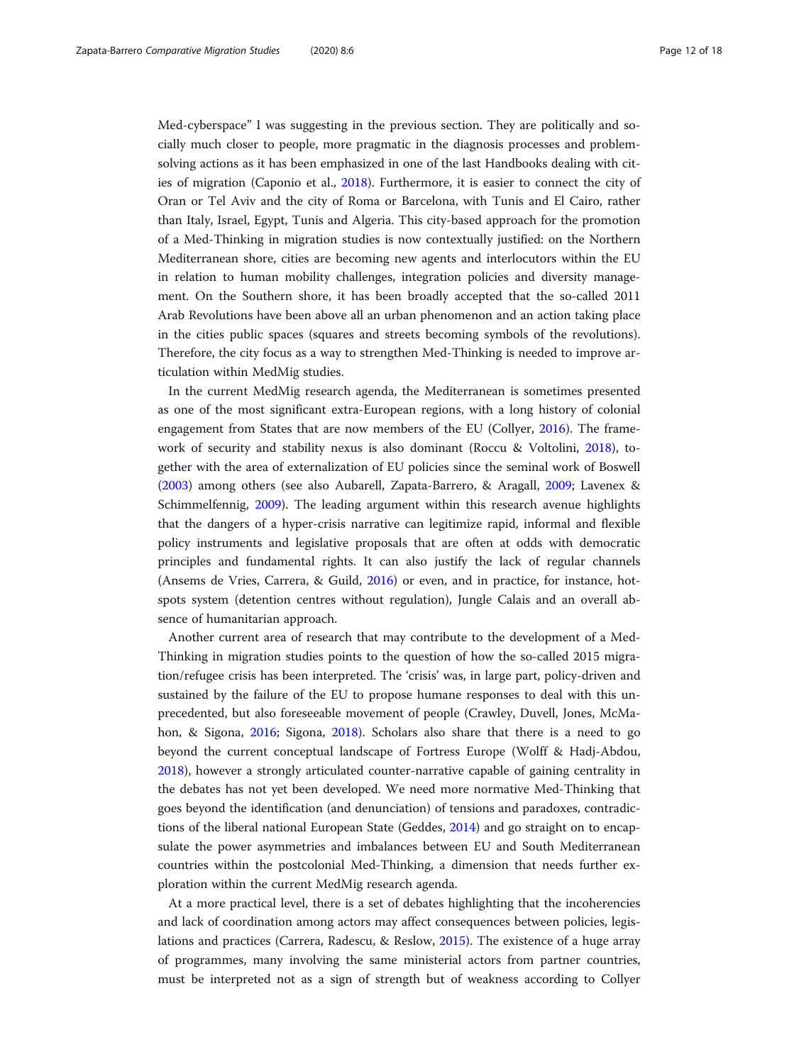Med-cyberspace" I was suggesting in the previous section. They are politically and socially much closer to people, more pragmatic in the diagnosis processes and problem-solving actions as it has been emphasized in one of the last Handbooks dealing with cities of migration (Caponio et al., 2018). Furthermore, it is easier to connect the city of Oran or Tel Aviv and the city of Roma or Barcelona, with Tunis and El Cairo, rather than Italy, Israel, Egypt, Tunis and Algeria. This city-based approach for the promotion of a Med-Thinking in migration studies is now contextually justified: on the Northern Mediterranean shore, cities are becoming new agents and interlocutors within the EU in relation to human mobility challenges, integration policies and diversity management. On the Southern shore, it has been broadly accepted that the so-called 2011 Arab Revolutions have been above all an urban phenomenon and an action taking place in the cities public spaces (squares and streets becoming symbols of the revolutions). Therefore, the city focus as a way to strengthen Med-Thinking is needed to improve articulation within MedMig studies.

In the current MedMig research agenda, the Mediterranean is sometimes presented as one of the most significant extra-European regions, with a long history of colonial engagement from States that are now members of the EU (Collyer, 2016). The framework of security and stability nexus is also dominant (Roccu & Voltolini, 2018), together with the area of externalization of EU policies since the seminal work of Boswell (2003) among others (see also Aubarell, Zapata-Barrero, & Aragall, 2009; Lavenex & Schimmelfennig, 2009). The leading argument within this research avenue highlights that the dangers of a hyper-crisis narrative can legitimize rapid, informal and flexible policy instruments and legislative proposals that are often at odds with democratic principles and fundamental rights. It can also justify the lack of regular channels (Ansems de Vries, Carrera, & Guild, 2016) or even, and in practice, for instance, hotspots system (detention centres without regulation), Jungle Calais and an overall absence of humanitarian approach.

Another current area of research that may contribute to the development of a Med-Thinking in migration studies points to the question of how the so-called 2015 migration/refugee crisis has been interpreted. The 'crisis' was, in large part, policy-driven and sustained by the failure of the EU to propose humane responses to deal with this unprecedented, but also foreseeable movement of people (Crawley, Duvell, Jones, McMahon, & Sigona, 2016; Sigona, 2018). Scholars also share that there is a need to go beyond the current conceptual landscape of Fortress Europe (Wolff & Hadj-Abdou, 2018), however a strongly articulated counter-narrative capable of gaining centrality in the debates has not yet been developed. We need more normative Med-Thinking that goes beyond the identification (and denunciation) of tensions and paradoxes, contradictions of the liberal national European State (Geddes, 2014) and go straight on to encapsulate the power asymmetries and imbalances between EU and South Mediterranean countries within the postcolonial Med-Thinking, a dimension that needs further exploration within the current MedMig research agenda.

At a more practical level, there is a set of debates highlighting that the incoherencies and lack of coordination among actors may affect consequences between policies, legislations and practices (Carrera, Radescu, & Reslow, 2015). The existence of a huge array of programmes, many involving the same ministerial actors from partner countries, must be interpreted not as a sign of strength but of weakness according to Collyer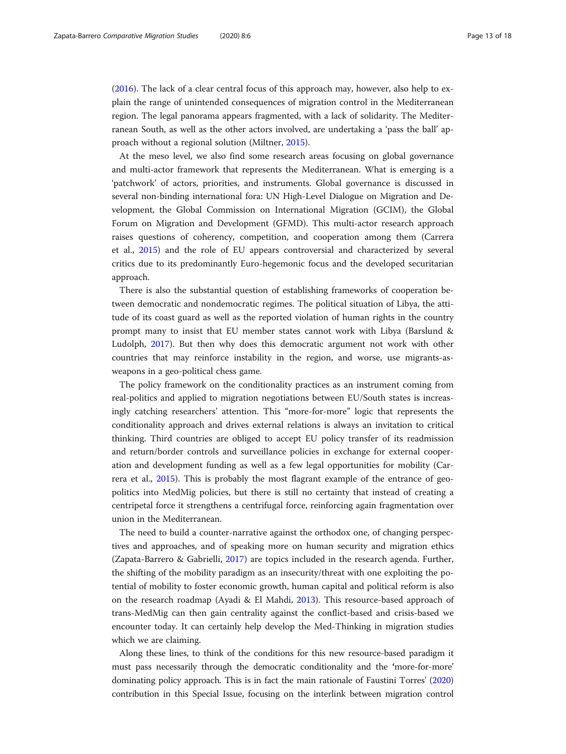(2016). The lack of a clear central focus of this approach may, however, also help to explain the range of unintended consequences of migration control in the Mediterranean region. The legal panorama appears fragmented, with a lack of solidarity. The Mediterranean South, as well as the other actors involved, are undertaking a 'pass the ball' approach without a regional solution (Miltner, 2015).

At the meso level, we also find some research areas focusing on global governance and multi-actor framework that represents the Mediterranean. What is emerging is a 'patchwork' of actors, priorities, and instruments. Global governance is discussed in several non-binding international fora: UN High-Level Dialogue on Migration and Development, the Global Commission on International Migration (GCIM), the Global Forum on Migration and Development (GFMD). This multi-actor research approach raises questions of coherency, competition, and cooperation among them (Carrera et al., 2015) and the role of EU appears controversial and characterized by several critics due to its predominantly Euro-hegemonic focus and the developed securitarian approach.

There is also the substantial question of establishing frameworks of cooperation between democratic and nondemocratic regimes. The political situation of Libya, the attitude of its coast guard as well as the reported violation of human rights in the country prompt many to insist that EU member states cannot work with Libya (Barslund & Ludolph, 2017). But then why does this democratic argument not work with other countries that may reinforce instability in the region, and worse, use migrants-as-weapons in a geo-political chess game.

The policy framework on the conditionality practices as an instrument coming from real-politics and applied to migration negotiations between EU/South states is increasingly catching researchers' attention. This "more-for-more" logic that represents the conditionality approach and drives external relations is always an invitation to critical thinking. Third countries are obliged to accept EU policy transfer of its readmission and return/border controls and surveillance policies in exchange for external cooperation and development funding as well as a few legal opportunities for mobility (Carrera et al., 2015). This is probably the most flagrant example of the entrance of geopolitics into MedMig policies, but there is still no certainty that instead of creating a centripetal force it strengthens a centrifugal force, reinforcing again fragmentation over union in the Mediterranean.

The need to build a counter-narrative against the orthodox one, of changing perspectives and approaches, and of speaking more on human security and migration ethics (Zapata-Barrero & Gabrielli, 2017) are topics included in the research agenda. Further, the shifting of the mobility paradigm as an insecurity/threat with one exploiting the potential of mobility to foster economic growth, human capital and political reform is also on the research roadmap (Ayadi & El Mahdi, 2013). This resource-based approach of trans-MedMig can then gain centrality against the conflict-based and crisis-based we encounter today. It can certainly help develop the Med-Thinking in migration studies which we are claiming.

Along these lines, to think of the conditions for this new resource-based paradigm it must pass necessarily through the democratic conditionality and the 'more-for-more' dominating policy approach. This is in fact the main rationale of Faustini Torres' (2020) contribution in this Special Issue, focusing on the interlink between migration control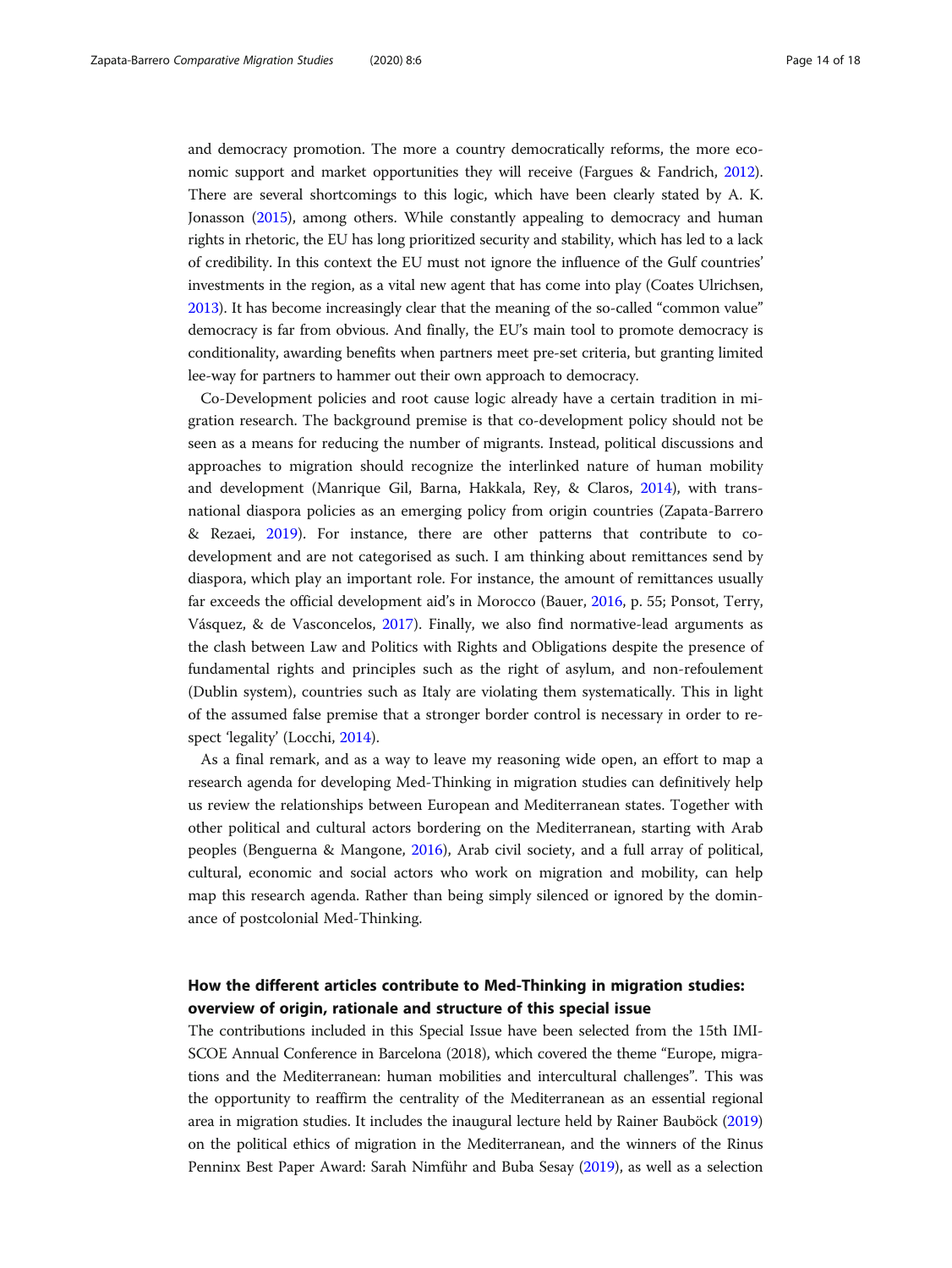and democracy promotion. The more a country democratically reforms, the more economic support and market opportunities they will receive (Fargues & Fandrich, 2012). There are several shortcomings to this logic, which have been clearly stated by A. K. Jonasson (2015), among others. While constantly appealing to democracy and human rights in rhetoric, the EU has long prioritized security and stability, which has led to a lack of credibility. In this context the EU must not ignore the influence of the Gulf countries' investments in the region, as a vital new agent that has come into play (Coates Ulrichsen, 2013). It has become increasingly clear that the meaning of the so-called "common value" democracy is far from obvious. And finally, the EU's main tool to promote democracy is conditionality, awarding benefits when partners meet pre-set criteria, but granting limited lee-way for partners to hammer out their own approach to democracy.

Co-Development policies and root cause logic already have a certain tradition in migration research. The background premise is that co-development policy should not be seen as a means for reducing the number of migrants. Instead, political discussions and approaches to migration should recognize the interlinked nature of human mobility and development (Manrique Gil, Barna, Hakkala, Rey, & Claros, 2014), with transnational diaspora policies as an emerging policy from origin countries (Zapata-Barrero & Rezaei, 2019). For instance, there are other patterns that contribute to co-development and are not categorised as such. I am thinking about remittances send by diaspora, which play an important role. For instance, the amount of remittances usually far exceeds the official development aid's in Morocco (Bauer, 2016, p. 55; Ponsot, Terry, Vásquez, & de Vasconcelos, 2017). Finally, we also find normative-lead arguments as the clash between Law and Politics with Rights and Obligations despite the presence of fundamental rights and principles such as the right of asylum, and non-refoulement (Dublin system), countries such as Italy are violating them systematically. This in light of the assumed false premise that a stronger border control is necessary in order to respect 'legality' (Locchi, 2014).

As a final remark, and as a way to leave my reasoning wide open, an effort to map a research agenda for developing Med-Thinking in migration studies can definitively help us review the relationships between European and Mediterranean states. Together with other political and cultural actors bordering on the Mediterranean, starting with Arab peoples (Benguerna & Mangone, 2016), Arab civil society, and a full array of political, cultural, economic and social actors who work on migration and mobility, can help map this research agenda. Rather than being simply silenced or ignored by the dominance of postcolonial Med-Thinking.

## How the different articles contribute to Med-Thinking in migration studies: overview of origin, rationale and structure of this special issue

The contributions included in this Special Issue have been selected from the 15th IMISCOE Annual Conference in Barcelona (2018), which covered the theme "Europe, migrations and the Mediterranean: human mobilities and intercultural challenges". This was the opportunity to reaffirm the centrality of the Mediterranean as an essential regional area in migration studies. It includes the inaugural lecture held by Rainer Bauböck (2019) on the political ethics of migration in the Mediterranean, and the winners of the Rinus Penninx Best Paper Award: Sarah Nimführ and Buba Sesay (2019), as well as a selection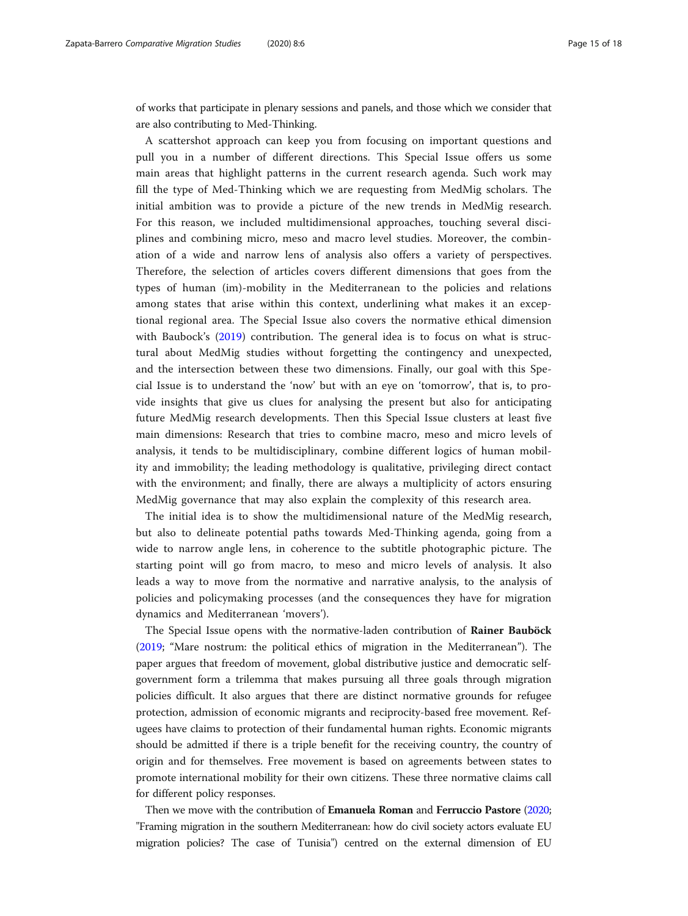of works that participate in plenary sessions and panels, and those which we consider that are also contributing to Med-Thinking.

A scattershot approach can keep you from focusing on important questions and pull you in a number of different directions. This Special Issue offers us some main areas that highlight patterns in the current research agenda. Such work may fill the type of Med-Thinking which we are requesting from MedMig scholars. The initial ambition was to provide a picture of the new trends in MedMig research. For this reason, we included multidimensional approaches, touching several disciplines and combining micro, meso and macro level studies. Moreover, the combination of a wide and narrow lens of analysis also offers a variety of perspectives. Therefore, the selection of articles covers different dimensions that goes from the types of human (im)-mobility in the Mediterranean to the policies and relations among states that arise within this context, underlining what makes it an exceptional regional area. The Special Issue also covers the normative ethical dimension with Baubock's (2019) contribution. The general idea is to focus on what is structural about MedMig studies without forgetting the contingency and unexpected, and the intersection between these two dimensions. Finally, our goal with this Special Issue is to understand the 'now' but with an eye on 'tomorrow', that is, to provide insights that give us clues for analysing the present but also for anticipating future MedMig research developments. Then this Special Issue clusters at least five main dimensions: Research that tries to combine macro, meso and micro levels of analysis, it tends to be multidisciplinary, combine different logics of human mobility and immobility; the leading methodology is qualitative, privileging direct contact with the environment; and finally, there are always a multiplicity of actors ensuring MedMig governance that may also explain the complexity of this research area.

The initial idea is to show the multidimensional nature of the MedMig research, but also to delineate potential paths towards Med-Thinking agenda, going from a wide to narrow angle lens, in coherence to the subtitle photographic picture. The starting point will go from macro, to meso and micro levels of analysis. It also leads a way to move from the normative and narrative analysis, to the analysis of policies and policymaking processes (and the consequences they have for migration dynamics and Mediterranean 'movers').

The Special Issue opens with the normative-laden contribution of **Rainer Bauböck** (2019; "Mare nostrum: the political ethics of migration in the Mediterranean"). The paper argues that freedom of movement, global distributive justice and democratic self-government form a trilemma that makes pursuing all three goals through migration policies difficult. It also argues that there are distinct normative grounds for refugee protection, admission of economic migrants and reciprocity-based free movement. Refugees have claims to protection of their fundamental human rights. Economic migrants should be admitted if there is a triple benefit for the receiving country, the country of origin and for themselves. Free movement is based on agreements between states to promote international mobility for their own citizens. These three normative claims call for different policy responses.

Then we move with the contribution of **Emanuela Roman** and **Ferruccio Pastore** (2020; "Framing migration in the southern Mediterranean: how do civil society actors evaluate EU migration policies? The case of Tunisia") centred on the external dimension of EU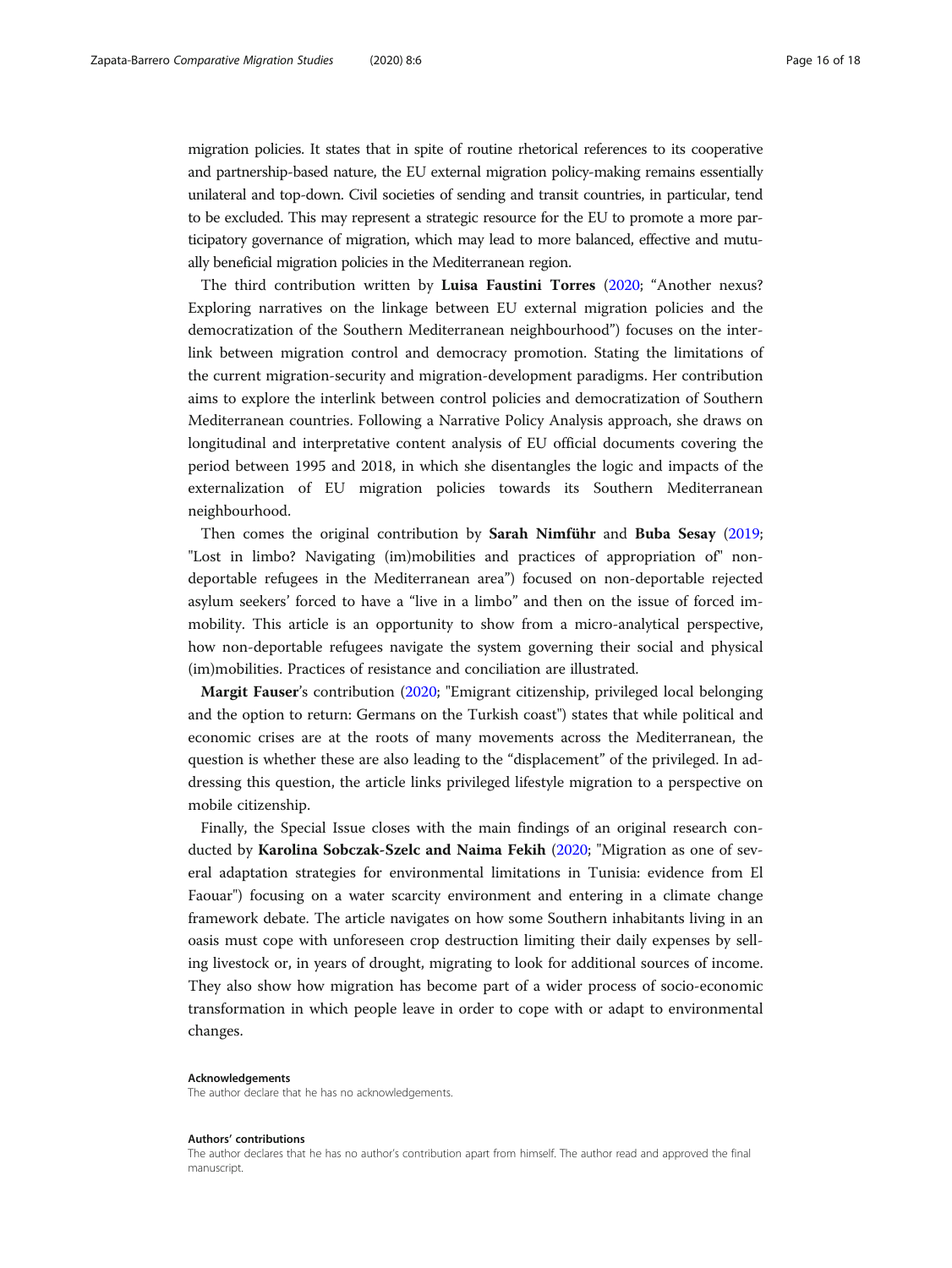migration policies. It states that in spite of routine rhetorical references to its cooperative and partnership-based nature, the EU external migration policy-making remains essentially unilateral and top-down. Civil societies of sending and transit countries, in particular, tend to be excluded. This may represent a strategic resource for the EU to promote a more participatory governance of migration, which may lead to more balanced, effective and mutually beneficial migration policies in the Mediterranean region.

The third contribution written by **Luisa Faustini Torres** (2020; "Another nexus? Exploring narratives on the linkage between EU external migration policies and the democratization of the Southern Mediterranean neighbourhood") focuses on the interlink between migration control and democracy promotion. Stating the limitations of the current migration-security and migration-development paradigms. Her contribution aims to explore the interlink between control policies and democratization of Southern Mediterranean countries. Following a Narrative Policy Analysis approach, she draws on longitudinal and interpretative content analysis of EU official documents covering the period between 1995 and 2018, in which she disentangles the logic and impacts of the externalization of EU migration policies towards its Southern Mediterranean neighbourhood.

Then comes the original contribution by **Sarah Nimführ** and **Buba Sesay** (2019; "Lost in limbo? Navigating (im)mobilities and practices of appropriation of" non-deportable refugees in the Mediterranean area") focused on non-deportable rejected asylum seekers' forced to have a "live in a limbo" and then on the issue of forced immobility. This article is an opportunity to show from a micro-analytical perspective, how non-deportable refugees navigate the system governing their social and physical (im)mobilities. Practices of resistance and conciliation are illustrated.

**Margit Fauser**'s contribution (2020; "Emigrant citizenship, privileged local belonging and the option to return: Germans on the Turkish coast") states that while political and economic crises are at the roots of many movements across the Mediterranean, the question is whether these are also leading to the "displacement" of the privileged. In addressing this question, the article links privileged lifestyle migration to a perspective on mobile citizenship.

Finally, the Special Issue closes with the main findings of an original research conducted by **Karolina Sobczak-Szelc and Naima Fekih** (2020; "Migration as one of several adaptation strategies for environmental limitations in Tunisia: evidence from El Faouar") focusing on a water scarcity environment and entering in a climate change framework debate. The article navigates on how some Southern inhabitants living in an oasis must cope with unforeseen crop destruction limiting their daily expenses by selling livestock or, in years of drought, migrating to look for additional sources of income. They also show how migration has become part of a wider process of socio-economic transformation in which people leave in order to cope with or adapt to environmental changes.

#### Acknowledgements

The author declare that he has no acknowledgements.

#### Authors' contributions

The author declares that he has no author's contribution apart from himself. The author read and approved the final manuscript.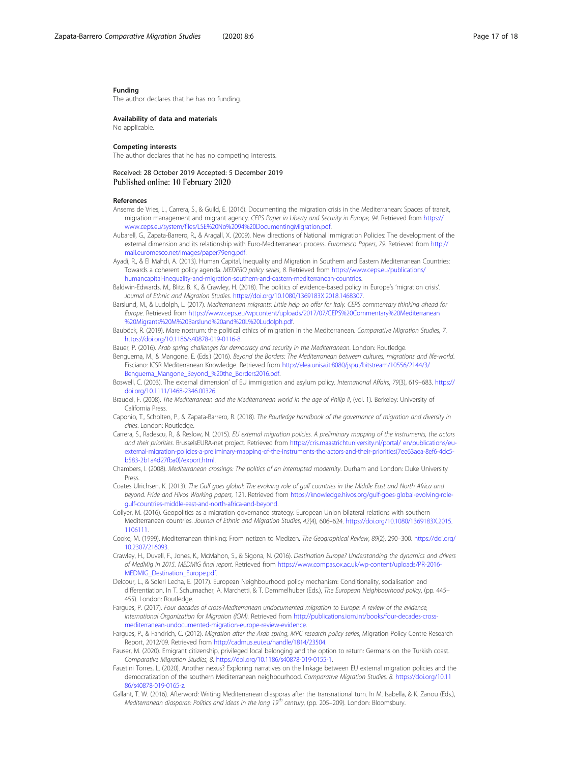### Funding

The author declares that he has no funding.

### Availability of data and materials

No applicable.

### Competing interests

The author declares that he has no competing interests.

Received: 28 October 2019 Accepted: 5 December 2019
Published online: 10 February 2020

### References

Ansems de Vries, L., Carrera, S., & Guild, E. (2016). Documenting the migration crisis in the Mediterranean: Spaces of transit, migration management and migrant agency. *CEPS Paper in Liberty and Security in Europe, 94*. Retrieved from https://www.ceps.eu/system/files/LSE%20No%2094%20DocumentingMigration.pdf.

Aubarell, G., Zapata-Barrero, R., & Aragall, X. (2009). New directions of National Immigration Policies: The development of the external dimension and its relationship with Euro-Mediterranean process. *Euromesco Papers, 79*. Retrieved from http://mail.euromesco.net/images/paper79eng.pdf.

Ayadi, R., & El Mahdi, A. (2013). Human Capital, Inequality and Migration in Southern and Eastern Mediterranean Countries: Towards a coherent policy agenda. *MEDPRO policy series, 8*. Retrieved from https://www.ceps.eu/publications/humancapital-inequality-and-migration-southern-and-eastern-mediterranean-countries.

Baldwin-Edwards, M., Blitz, B. K., & Crawley, H. (2018). The politics of evidence-based policy in Europe's 'migration crisis'. *Journal of Ethnic and Migration Studies*. https://doi.org/10.1080/1369183X.2018.1468307.

Barslund, M., & Ludolph, L. (2017). *Mediterranean migrants: Little help on offer for Italy. CEPS commentary thinking ahead for Europe*. Retrieved from https://www.ceps.eu/wpcontent/uploads/2017/07/CEPS%20Commentary%20Mediterranean%20Migrants%20M%20Barslund%20and%20L%20Ludolph.pdf.

Bauböck, R. (2019). Mare nostrum: the political ethics of migration in the Mediterranean. *Comparative Migration Studies, 7*. https://doi.org/10.1186/s40878-019-0116-8.

Bauer, P. (2016). *Arab spring challenges for democracy and security in the Mediterranean*. London: Routledge.

Benguerna, M., & Mangone, E. (Eds.) (2016). *Beyond the Borders: The Mediterranean between cultures, migrations and life-world*. Fisciano: ICSR Mediterranean Knowledge. Retrieved from http://elea.unisa.it:8080/jspui/bitstream/10556/2144/3/Benguerna_Mangone_Beyond_%20the_Borders2016.pdf.

Boswell, C. (2003). The external dimension' of EU immigration and asylum policy. *International Affairs, 79*(3), 619–683. https://doi.org/10.1111/1468-2346.00326.

Braudel, F. (2008). *The Mediterranean and the Mediterranean world in the age of Philip II*, (vol. 1). Berkeley: University of California Press.

Caponio, T., Scholten, P., & Zapata-Barrero, R. (2018). *The Routledge handbook of the governance of migration and diversity in cities*. London: Routledge.

Carrera, S., Radescu, R., & Reslow, N. (2015). *EU external migration policies. A preliminary mapping of the instruments, the actors and their priorities*. BrusselsEURA-net project. Retrieved from https://cris.maastrichtuniversity.nl/portal/ en/publications/eu-external-migration-policies-a-preliminary-mapping-of-the-instruments-the-actors-and-their-priorities(7ee63aea-8ef6-4dc5-b583-2b1a4d27fba0)/export.html.

Chambers, I. (2008). *Mediterranean crossings: The politics of an interrupted modernity*. Durham and London: Duke University Press.

Coates Ulrichsen, K. (2013). *The Gulf goes global: The evolving role of gulf countries in the Middle East and North Africa and beyond. Fride and Hivos Working papers*, 121. Retrieved from https://knowledge.hivos.org/gulf-goes-global-evolving-role-gulf-countries-middle-east-and-north-africa-and-beyond.

Collyer, M. (2016). Geopolitics as a migration governance strategy: European Union bilateral relations with southern Mediterranean countries. *Journal of Ethnic and Migration Studies, 42*(4), 606–624. https://doi.org/10.1080/1369183X.2015.1106111.

Cooke, M. (1999). Mediterranean thinking: From netizen to Medizen. *The Geographical Review, 89*(2), 290–300. https://doi.org/10.2307/216093.

Crawley, H., Duvell, F., Jones, K., McMahon, S., & Sigona, N. (2016). *Destination Europe? Understanding the dynamics and drivers of MedMig in 2015. MEDMIG final report*. Retrieved from https://www.compas.ox.ac.uk/wp-content/uploads/PR-2016-MEDMIG_Destination_Europe.pdf.

Delcour, L., & Soleri Lecha, E. (2017). European Neighbourhood policy mechanism: Conditionality, socialisation and differentiation. In T. Schumacher, A. Marchetti, & T. Demmelhuber (Eds.), *The European Neighbourhood policy*, (pp. 445–455). London: Routledge.

Fargues, P. (2017). *Four decades of cross-Mediterranean undocumented migration to Europe: A review of the evidence, International Organization for Migration (IOM)*. Retrieved from http://publications.iom.int/books/four-decades-cross-mediterranean-undocumented-migration-europe-review-evidence.

Fargues, P., & Fandrich, C. (2012). *Migration after the Arab spring, MPC research policy series*, Migration Policy Centre Research Report, 2012/09. Retrieved from http://cadmus.eui.eu/handle/1814/23504.

Fauser, M. (2020). Emigrant citizenship, privileged local belonging and the option to return: Germans on the Turkish coast. *Comparative Migration Studies, 8*. https://doi.org/10.1186/s40878-019-0155-1.

Faustini Torres, L. (2020). Another nexus? Exploring narratives on the linkage between EU external migration policies and the democratization of the southern Mediterranean neighbourhood. *Comparative Migration Studies, 8*. https://doi.org/10.1186/s40878-019-0165-z.

Gallant, T. W. (2016). Afterword: Writing Mediterranean diasporas after the transnational turn. In M. Isabella, & K. Zanou (Eds.), *Mediterranean diasporas: Politics and ideas in the long 19th century*, (pp. 205–209). London: Bloomsbury.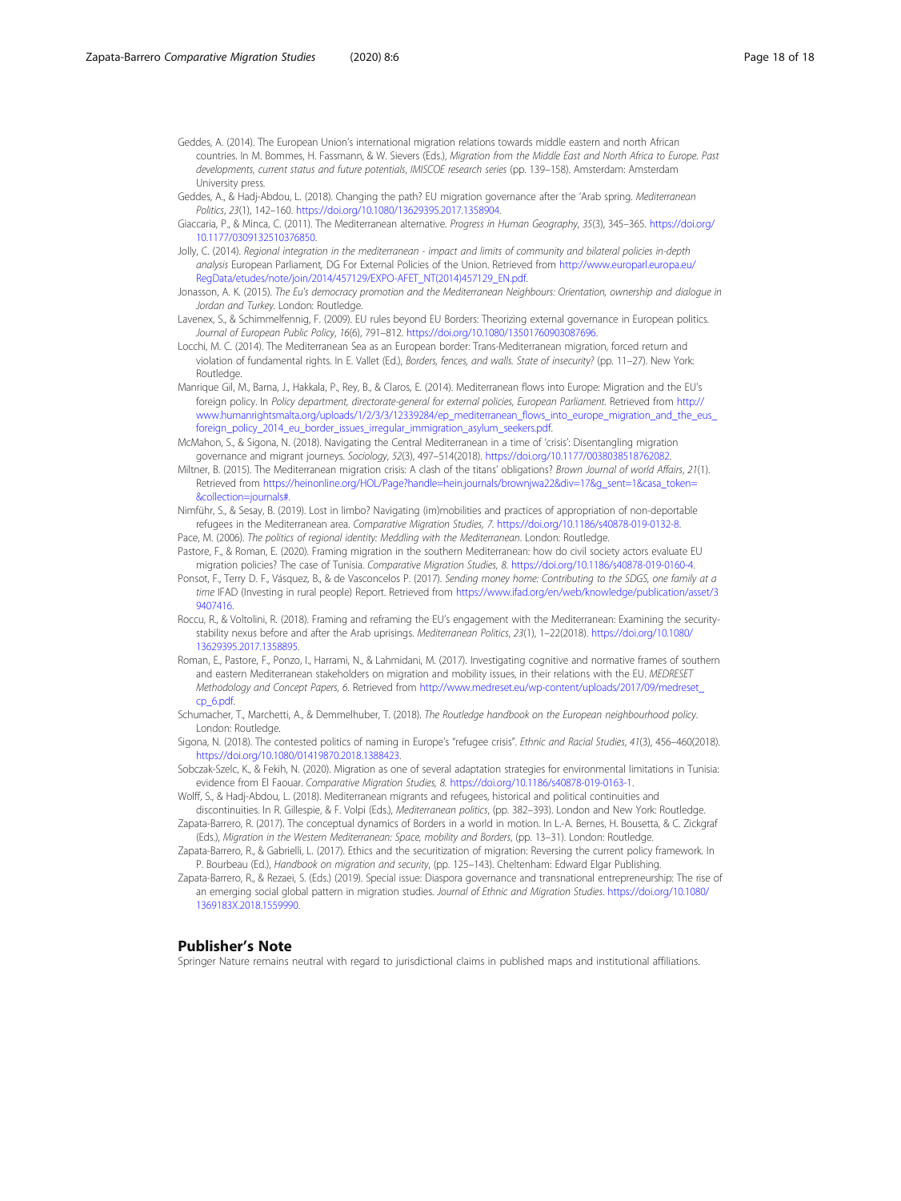Geddes, A. (2014). The European Union's international migration relations towards middle eastern and north African countries. In M. Bommes, H. Fassmann, & W. Sievers (Eds.), *Migration from the Middle East and North Africa to Europe. Past developments, current status and future potentials*, *IMISCOE research series* (pp. 139–158). Amsterdam: Amsterdam University press.

Geddes, A., & Hadj-Abdou, L. (2018). Changing the path? EU migration governance after the 'Arab spring. *Mediterranean Politics*, *23*(1), 142–160. https://doi.org/10.1080/13629395.2017.1358904.

Giaccaria, P., & Minca, C. (2011). The Mediterranean alternative. *Progress in Human Geography*, *35*(3), 345–365. https://doi.org/10.1177/0309132510376850.

Jolly, C. (2014). *Regional integration in the mediterranean - impact and limits of community and bilateral policies in-depth analysis* European Parliament, DG For External Policies of the Union. Retrieved from http://www.europarl.europa.eu/RegData/etudes/note/join/2014/457129/EXPO-AFET_NT(2014)457129_EN.pdf.

Jonasson, A. K. (2015). *The Eu's democracy promotion and the Mediterranean Neighbours: Orientation, ownership and dialogue in Jordan and Turkey*. London: Routledge.

Lavenex, S., & Schimmelfennig, F. (2009). EU rules beyond EU Borders: Theorizing external governance in European politics. *Journal of European Public Policy*, *16*(6), 791–812. https://doi.org/10.1080/13501760903087696.

Locchi, M. C. (2014). The Mediterranean Sea as an European border: Trans-Mediterranean migration, forced return and violation of fundamental rights. In E. Vallet (Ed.), *Borders, fences, and walls. State of insecurity?* (pp. 11–27). New York: Routledge.

Manrique Gil, M., Barna, J., Hakkala, P., Rey, B., & Claros, E. (2014). Mediterranean flows into Europe: Migration and the EU's foreign policy. In *Policy department, directorate-general for external policies, European Parliament*. Retrieved from http://www.humanrightsmalta.org/uploads/1/2/3/3/12339284/ep_mediterranean_flows_into_europe_migration_and_the_eus_foreign_policy_2014_eu_border_issues_irregular_immigration_asylum_seekers.pdf.

McMahon, S., & Sigona, N. (2018). Navigating the Central Mediterranean in a time of 'crisis': Disentangling migration governance and migrant journeys. *Sociology*, *52*(3), 497–514(2018). https://doi.org/10.1177/0038038518762082.

Miltner, B. (2015). The Mediterranean migration crisis: A clash of the titans' obligations? *Brown Journal of world Affairs*, *21*(1). Retrieved from https://heinonline.org/HOL/Page?handle=hein.journals/brownjwa22&div=17&g_sent=1&casa_token=&collection=journals#.

Nimführ, S., & Sesay, B. (2019). Lost in limbo? Navigating (im)mobilities and practices of appropriation of non-deportable refugees in the Mediterranean area. *Comparative Migration Studies*, *7*. https://doi.org/10.1186/s40878-019-0132-8.

Pace, M. (2006). *The politics of regional identity: Meddling with the Mediterranean*. London: Routledge.

Pastore, F., & Roman, E. (2020). Framing migration in the southern Mediterranean: how do civil society actors evaluate EU migration policies? The case of Tunisia. *Comparative Migration Studies*, *8*. https://doi.org/10.1186/s40878-019-0160-4.

Ponsot, F., Terry D. F., Vásquez, B., & de Vasconcelos P. (2017). *Sending money home: Contributing to the SDGS, one family at a time* IFAD (Investing in rural people) Report. Retrieved from https://www.ifad.org/en/web/knowledge/publication/asset/39407416.

Roccu, R., & Voltolini, R. (2018). Framing and reframing the EU's engagement with the Mediterranean: Examining the security-stability nexus before and after the Arab uprisings. *Mediterranean Politics*, *23*(1), 1–22(2018). https://doi.org/10.1080/13629395.2017.1358895.

Roman, E., Pastore, F., Ponzo, I., Harrami, N., & Lahmidani, M. (2017). Investigating cognitive and normative frames of southern and eastern Mediterranean stakeholders on migration and mobility issues, in their relations with the EU. *MEDRESET Methodology and Concept Papers*, *6*. Retrieved from http://www.medreset.eu/wp-content/uploads/2017/09/medreset_cp_6.pdf.

Schumacher, T., Marchetti, A., & Demmelhuber, T. (2018). *The Routledge handbook on the European neighbourhood policy*. London: Routledge.

Sigona, N. (2018). The contested politics of naming in Europe's "refugee crisis". *Ethnic and Racial Studies*, *41*(3), 456–460(2018). https://doi.org/10.1080/01419870.2018.1388423.

Sobczak-Szelc, K., & Fekih, N. (2020). Migration as one of several adaptation strategies for environmental limitations in Tunisia: evidence from El Faouar. *Comparative Migration Studies*, *8*. https://doi.org/10.1186/s40878-019-0163-1.

Wolff, S., & Hadj-Abdou, L. (2018). Mediterranean migrants and refugees, historical and political continuities and discontinuities. In R. Gillespie, & F. Volpi (Eds.), *Mediterranean politics*, (pp. 382–393). London and New York: Routledge.

Zapata-Barrero, R. (2017). The conceptual dynamics of Borders in a world in motion. In L.-A. Bernes, H. Bousetta, & C. Zickgraf (Eds.), *Migration in the Western Mediterranean: Space, mobility and Borders*, (pp. 13–31). London: Routledge.

Zapata-Barrero, R., & Gabrielli, L. (2017). Ethics and the securitization of migration: Reversing the current policy framework. In P. Bourbeau (Ed.), *Handbook on migration and security*, (pp. 125–143). Cheltenham: Edward Elgar Publishing.

Zapata-Barrero, R., & Rezaei, S. (Eds.) (2019). Special issue: Diaspora governance and transnational entrepreneurship: The rise of an emerging social global pattern in migration studies. *Journal of Ethnic and Migration Studies*. https://doi.org/10.1080/1369183X.2018.1559990.

## Publisher's Note

Springer Nature remains neutral with regard to jurisdictional claims in published maps and institutional affiliations.